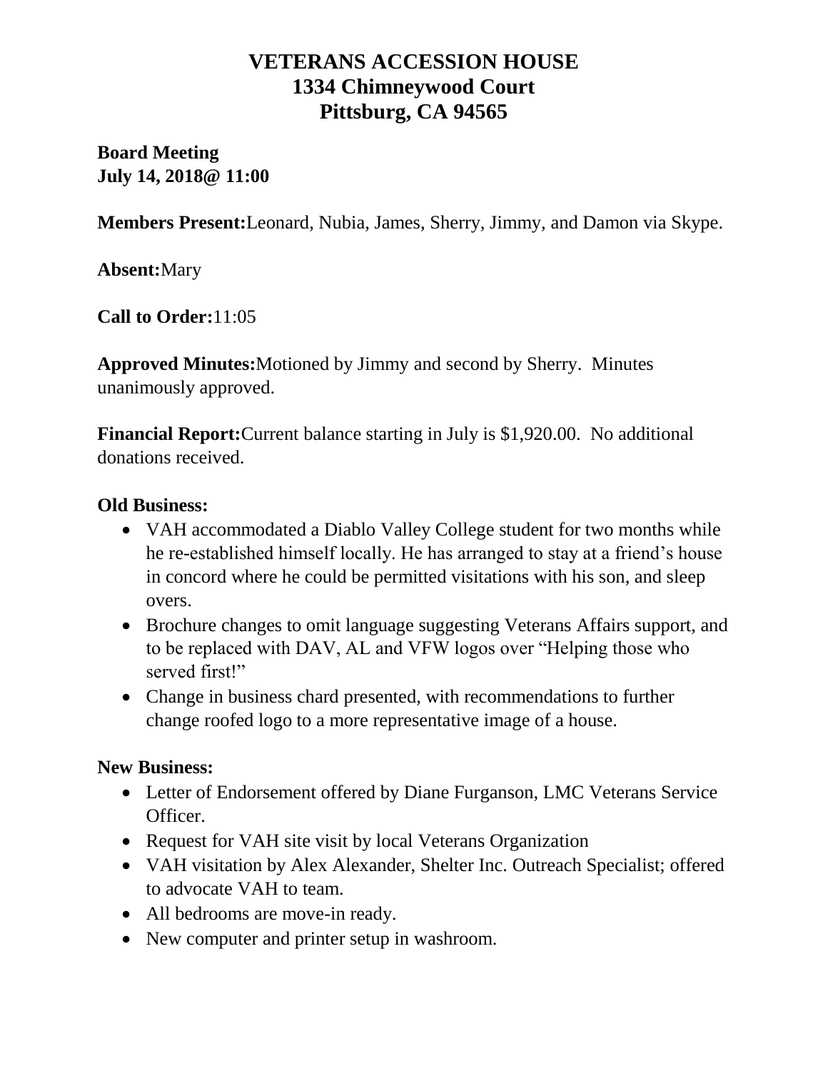# VETERANS ACCESSION HOUSE
# 1334 Chimneywood Court
# Pittsburg, CA 94565

**Board Meeting**
**July 14, 2018@ 11:00**

**Members Present:**Leonard, Nubia, James, Sherry, Jimmy, and Damon via Skype.

**Absent:**Mary

**Call to Order:**11:05

**Approved Minutes:**Motioned by Jimmy and second by Sherry. Minutes unanimously approved.

**Financial Report:**Current balance starting in July is $1,920.00. No additional donations received.

**Old Business:**

- VAH accommodated a Diablo Valley College student for two months while he re-established himself locally. He has arranged to stay at a friend's house in concord where he could be permitted visitations with his son, and sleep overs.
- Brochure changes to omit language suggesting Veterans Affairs support, and to be replaced with DAV, AL and VFW logos over "Helping those who served first!"
- Change in business chard presented, with recommendations to further change roofed logo to a more representative image of a house.

**New Business:**

- Letter of Endorsement offered by Diane Furganson, LMC Veterans Service Officer.
- Request for VAH site visit by local Veterans Organization
- VAH visitation by Alex Alexander, Shelter Inc. Outreach Specialist; offered to advocate VAH to team.
- All bedrooms are move-in ready.
- New computer and printer setup in washroom.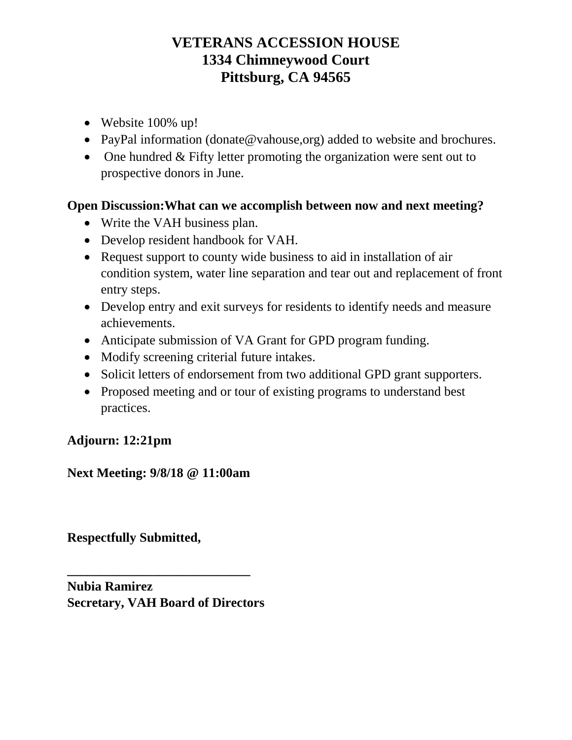# VETERANS ACCESSION HOUSE
# 1334 Chimneywood Court
# Pittsburg, CA 94565

- Website 100% up!
- PayPal information (donate@vahouse,org) added to website and brochures.
- One hundred & Fifty letter promoting the organization were sent out to prospective donors in June.

**Open Discussion:What can we accomplish between now and next meeting?**

- Write the VAH business plan.
- Develop resident handbook for VAH.
- Request support to county wide business to aid in installation of air condition system, water line separation and tear out and replacement of front entry steps.
- Develop entry and exit surveys for residents to identify needs and measure achievements.
- Anticipate submission of VA Grant for GPD program funding.
- Modify screening criterial future intakes.
- Solicit letters of endorsement from two additional GPD grant supporters.
- Proposed meeting and or tour of existing programs to understand best practices.

**Adjourn: 12:21pm**

**Next Meeting: 9/8/18 @ 11:00am**

**Respectfully Submitted,**

**\_\_\_\_\_\_\_\_\_\_\_\_\_\_\_\_\_\_\_\_\_\_\_\_\_\_\_\_**

**Nubia Ramirez**
**Secretary, VAH Board of Directors**